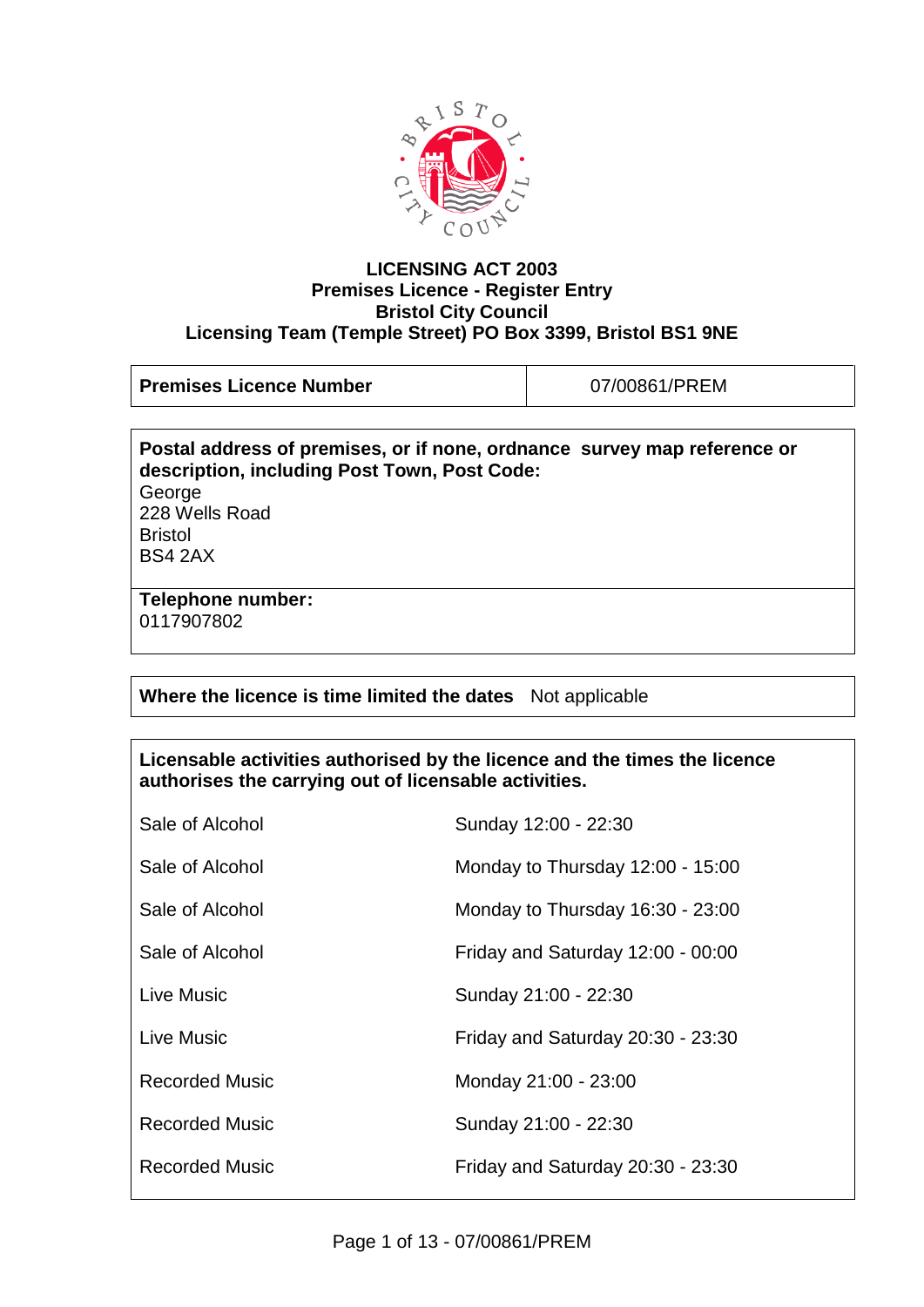**LICENSING ACT 2003**
**Premises Licence - Register Entry**
**Bristol City Council**
**Licensing Team (Temple Street) PO Box 3399, Bristol BS1 9NE**

| **Premises Licence Number** | 07/00861/PREM |
|---|---|

**Postal address of premises, or if none, ordnance survey map reference or description, including Post Town, Post Code:**
George
228 Wells Road
Bristol
BS4 2AX

**Telephone number:**
0117907802

**Where the licence is time limited the dates** Not applicable

**Licensable activities authorised by the licence and the times the licence authorises the carrying out of licensable activities.**

| Activity | Times |
|---|---|
| Sale of Alcohol | Sunday 12:00 - 22:30 |
| Sale of Alcohol | Monday to Thursday 12:00 - 15:00 |
| Sale of Alcohol | Monday to Thursday 16:30 - 23:00 |
| Sale of Alcohol | Friday and Saturday 12:00 - 00:00 |
| Live Music | Sunday 21:00 - 22:30 |
| Live Music | Friday and Saturday 20:30 - 23:30 |
| Recorded Music | Monday 21:00 - 23:00 |
| Recorded Music | Sunday 21:00 - 22:30 |
| Recorded Music | Friday and Saturday 20:30 - 23:30 |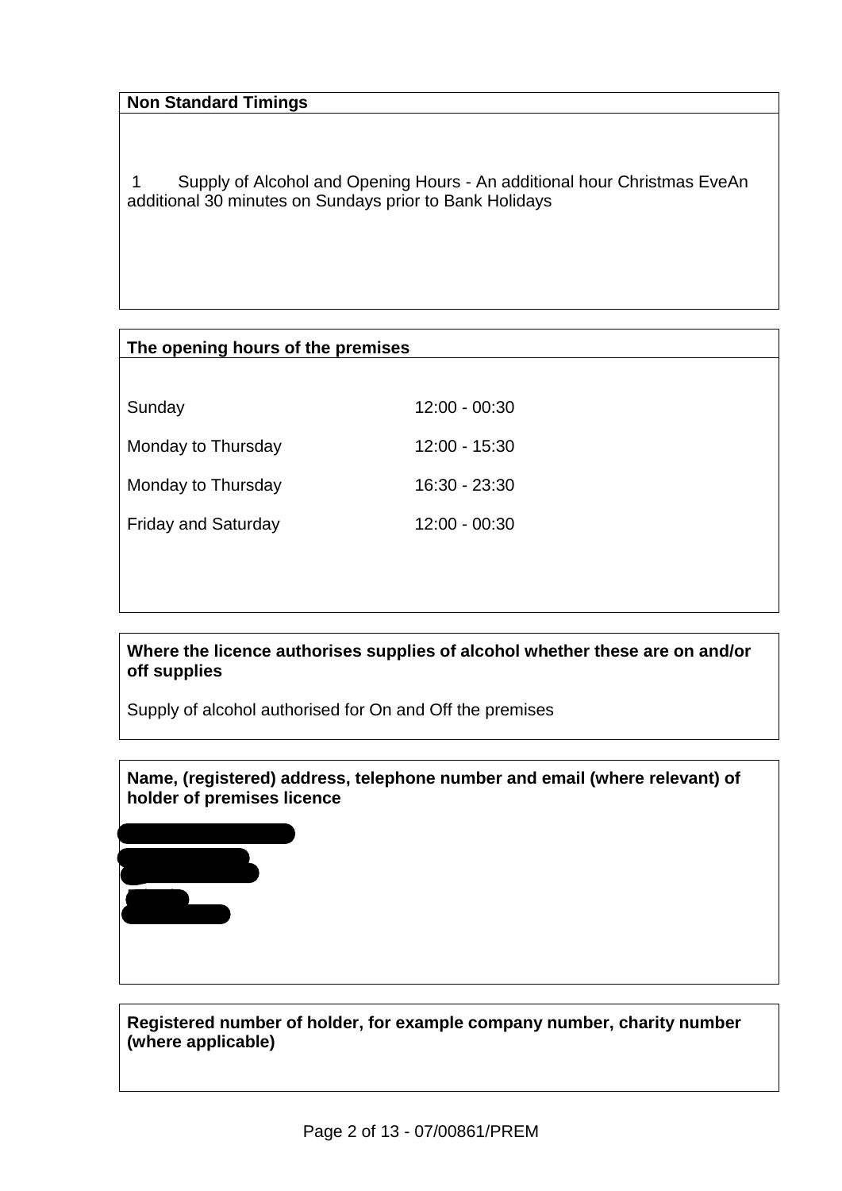**Non Standard Timings**

1 Supply of Alcohol and Opening Hours - An additional hour Christmas EveAn additional 30 minutes on Sundays prior to Bank Holidays

**The opening hours of the premises**

| | |
|---|---|
| Sunday | 12:00 - 00:30 |
| Monday to Thursday | 12:00 - 15:30 |
| Monday to Thursday | 16:30 - 23:30 |
| Friday and Saturday | 12:00 - 00:30 |

**Where the licence authorises supplies of alcohol whether these are on and/or off supplies**

Supply of alcohol authorised for On and Off the premises

**Name, (registered) address, telephone number and email (where relevant) of holder of premises licence**

**Registered number of holder, for example company number, charity number (where applicable)**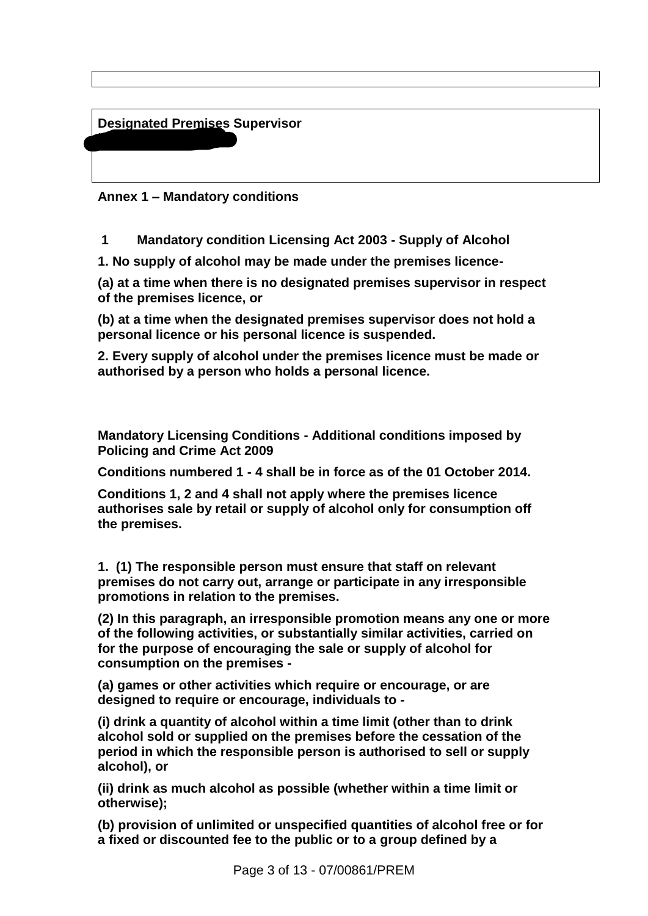**Designated Premises Supervisor**

**Annex 1 – Mandatory conditions**

**1 Mandatory condition Licensing Act 2003 - Supply of Alcohol**

**1. No supply of alcohol may be made under the premises licence-**

**(a) at a time when there is no designated premises supervisor in respect of the premises licence, or**

**(b) at a time when the designated premises supervisor does not hold a personal licence or his personal licence is suspended.**

**2. Every supply of alcohol under the premises licence must be made or authorised by a person who holds a personal licence.**

**Mandatory Licensing Conditions - Additional conditions imposed by Policing and Crime Act 2009**

**Conditions numbered 1 - 4 shall be in force as of the 01 October 2014.**

**Conditions 1, 2 and 4 shall not apply where the premises licence authorises sale by retail or supply of alcohol only for consumption off the premises.**

**1. (1) The responsible person must ensure that staff on relevant premises do not carry out, arrange or participate in any irresponsible promotions in relation to the premises.**

**(2) In this paragraph, an irresponsible promotion means any one or more of the following activities, or substantially similar activities, carried on for the purpose of encouraging the sale or supply of alcohol for consumption on the premises -**

**(a) games or other activities which require or encourage, or are designed to require or encourage, individuals to -**

**(i) drink a quantity of alcohol within a time limit (other than to drink alcohol sold or supplied on the premises before the cessation of the period in which the responsible person is authorised to sell or supply alcohol), or**

**(ii) drink as much alcohol as possible (whether within a time limit or otherwise);**

**(b) provision of unlimited or unspecified quantities of alcohol free or for a fixed or discounted fee to the public or to a group defined by a**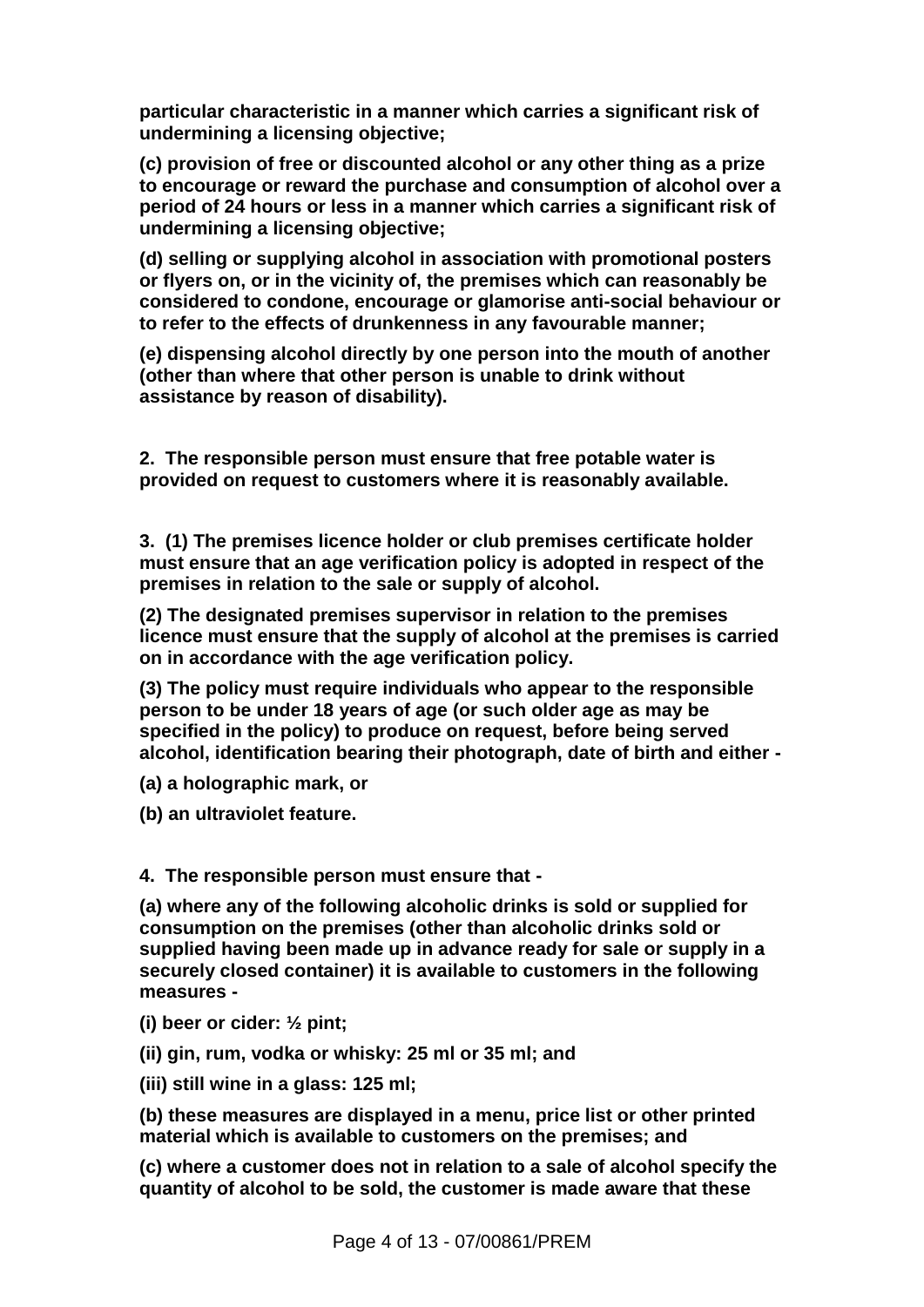**particular characteristic in a manner which carries a significant risk of undermining a licensing objective;**

**(c) provision of free or discounted alcohol or any other thing as a prize to encourage or reward the purchase and consumption of alcohol over a period of 24 hours or less in a manner which carries a significant risk of undermining a licensing objective;**

**(d) selling or supplying alcohol in association with promotional posters or flyers on, or in the vicinity of, the premises which can reasonably be considered to condone, encourage or glamorise anti-social behaviour or to refer to the effects of drunkenness in any favourable manner;**

**(e) dispensing alcohol directly by one person into the mouth of another (other than where that other person is unable to drink without assistance by reason of disability).**

**2. The responsible person must ensure that free potable water is provided on request to customers where it is reasonably available.**

**3. (1) The premises licence holder or club premises certificate holder must ensure that an age verification policy is adopted in respect of the premises in relation to the sale or supply of alcohol.**

**(2) The designated premises supervisor in relation to the premises licence must ensure that the supply of alcohol at the premises is carried on in accordance with the age verification policy.**

**(3) The policy must require individuals who appear to the responsible person to be under 18 years of age (or such older age as may be specified in the policy) to produce on request, before being served alcohol, identification bearing their photograph, date of birth and either -**

**(a) a holographic mark, or**

**(b) an ultraviolet feature.**

**4. The responsible person must ensure that -**

**(a) where any of the following alcoholic drinks is sold or supplied for consumption on the premises (other than alcoholic drinks sold or supplied having been made up in advance ready for sale or supply in a securely closed container) it is available to customers in the following measures -**

**(i) beer or cider: ½ pint;**

**(ii) gin, rum, vodka or whisky: 25 ml or 35 ml; and**

**(iii) still wine in a glass: 125 ml;**

**(b) these measures are displayed in a menu, price list or other printed material which is available to customers on the premises; and**

**(c) where a customer does not in relation to a sale of alcohol specify the quantity of alcohol to be sold, the customer is made aware that these**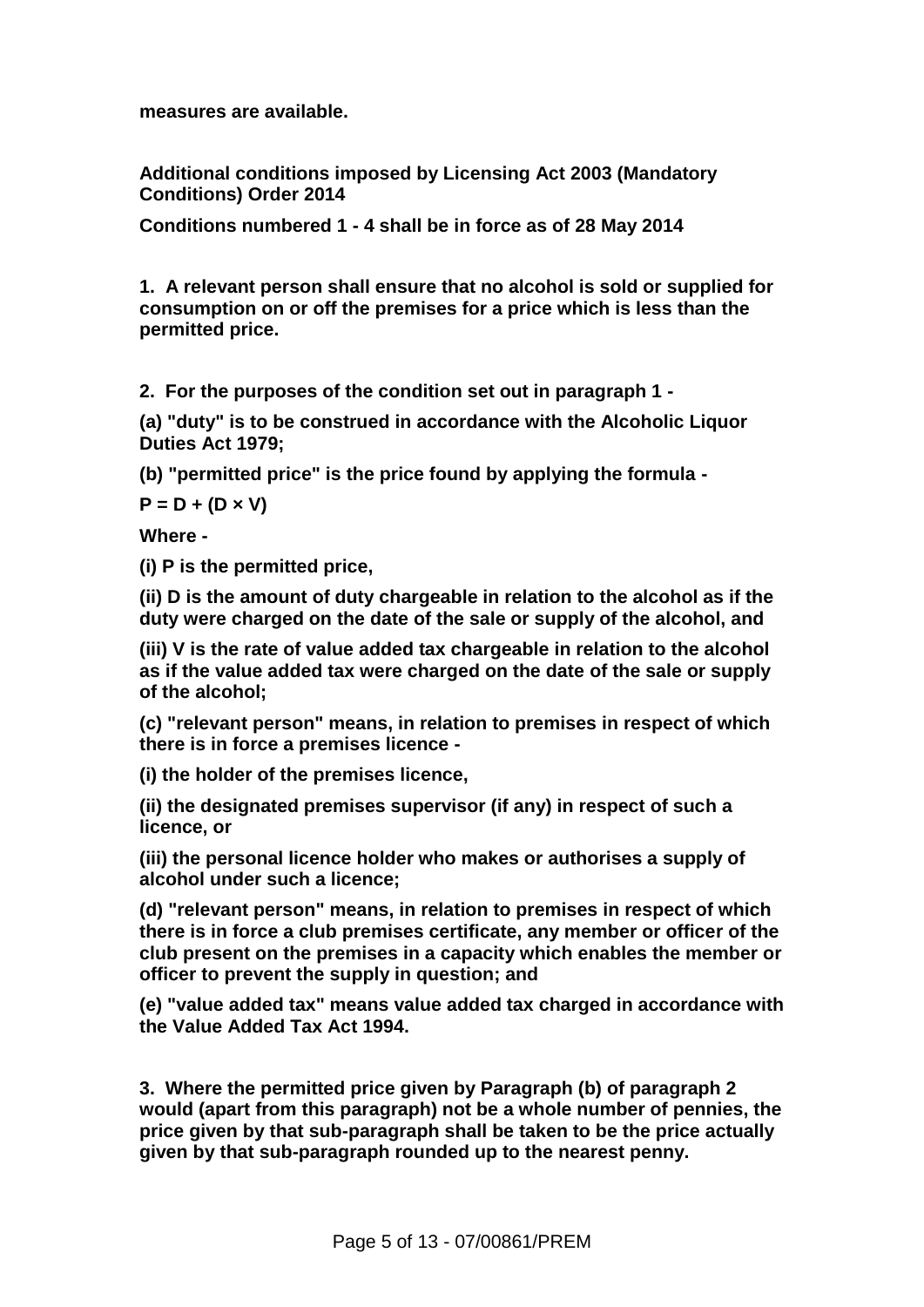**measures are available.**

**Additional conditions imposed by Licensing Act 2003 (Mandatory Conditions) Order 2014**

**Conditions numbered 1 - 4 shall be in force as of 28 May 2014**

**1. A relevant person shall ensure that no alcohol is sold or supplied for consumption on or off the premises for a price which is less than the permitted price.**

**2. For the purposes of the condition set out in paragraph 1 -**

**(a) "duty" is to be construed in accordance with the Alcoholic Liquor Duties Act 1979;**

**(b) "permitted price" is the price found by applying the formula -**

$$P = D + (D \times V)$$

**Where -**

**(i) P is the permitted price,**

**(ii) D is the amount of duty chargeable in relation to the alcohol as if the duty were charged on the date of the sale or supply of the alcohol, and**

**(iii) V is the rate of value added tax chargeable in relation to the alcohol as if the value added tax were charged on the date of the sale or supply of the alcohol;**

**(c) "relevant person" means, in relation to premises in respect of which there is in force a premises licence -**

**(i) the holder of the premises licence,**

**(ii) the designated premises supervisor (if any) in respect of such a licence, or**

**(iii) the personal licence holder who makes or authorises a supply of alcohol under such a licence;**

**(d) "relevant person" means, in relation to premises in respect of which there is in force a club premises certificate, any member or officer of the club present on the premises in a capacity which enables the member or officer to prevent the supply in question; and**

**(e) "value added tax" means value added tax charged in accordance with the Value Added Tax Act 1994.**

**3. Where the permitted price given by Paragraph (b) of paragraph 2 would (apart from this paragraph) not be a whole number of pennies, the price given by that sub-paragraph shall be taken to be the price actually given by that sub-paragraph rounded up to the nearest penny.**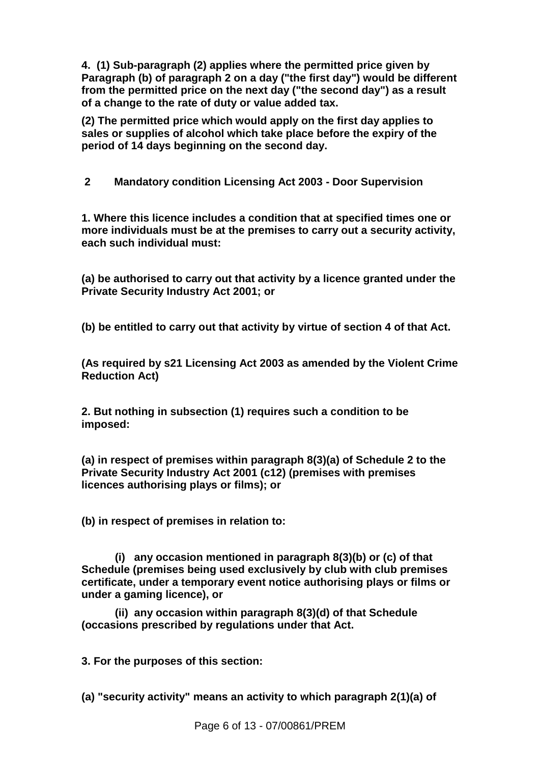**4. (1) Sub-paragraph (2) applies where the permitted price given by Paragraph (b) of paragraph 2 on a day ("the first day") would be different from the permitted price on the next day ("the second day") as a result of a change to the rate of duty or value added tax.**

**(2) The permitted price which would apply on the first day applies to sales or supplies of alcohol which take place before the expiry of the period of 14 days beginning on the second day.**

## 2 Mandatory condition Licensing Act 2003 - Door Supervision

**1. Where this licence includes a condition that at specified times one or more individuals must be at the premises to carry out a security activity, each such individual must:**

**(a) be authorised to carry out that activity by a licence granted under the Private Security Industry Act 2001; or**

**(b) be entitled to carry out that activity by virtue of section 4 of that Act.**

**(As required by s21 Licensing Act 2003 as amended by the Violent Crime Reduction Act)**

**2. But nothing in subsection (1) requires such a condition to be imposed:**

**(a) in respect of premises within paragraph 8(3)(a) of Schedule 2 to the Private Security Industry Act 2001 (c12) (premises with premises licences authorising plays or films); or**

**(b) in respect of premises in relation to:**

**(i) any occasion mentioned in paragraph 8(3)(b) or (c) of that Schedule (premises being used exclusively by club with club premises certificate, under a temporary event notice authorising plays or films or under a gaming licence), or**

**(ii) any occasion within paragraph 8(3)(d) of that Schedule (occasions prescribed by regulations under that Act.**

**3. For the purposes of this section:**

**(a) "security activity" means an activity to which paragraph 2(1)(a) of**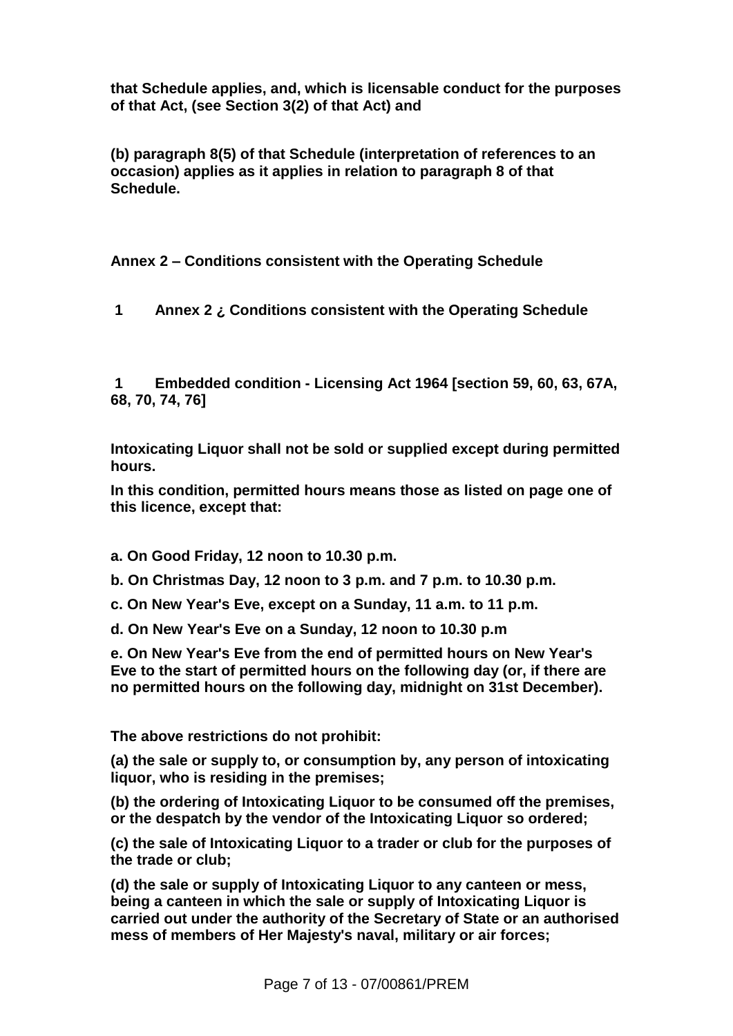**that Schedule applies, and, which is licensable conduct for the purposes of that Act, (see Section 3(2) of that Act) and**

**(b) paragraph 8(5) of that Schedule (interpretation of references to an occasion) applies as it applies in relation to paragraph 8 of that Schedule.**

## Annex 2 – Conditions consistent with the Operating Schedule

**1 Annex 2 ¿ Conditions consistent with the Operating Schedule**

**1 Embedded condition - Licensing Act 1964 [section 59, 60, 63, 67A, 68, 70, 74, 76]**

**Intoxicating Liquor shall not be sold or supplied except during permitted hours.**

**In this condition, permitted hours means those as listed on page one of this licence, except that:**

**a. On Good Friday, 12 noon to 10.30 p.m.**

**b. On Christmas Day, 12 noon to 3 p.m. and 7 p.m. to 10.30 p.m.**

**c. On New Year's Eve, except on a Sunday, 11 a.m. to 11 p.m.**

**d. On New Year's Eve on a Sunday, 12 noon to 10.30 p.m**

**e. On New Year's Eve from the end of permitted hours on New Year's Eve to the start of permitted hours on the following day (or, if there are no permitted hours on the following day, midnight on 31st December).**

**The above restrictions do not prohibit:**

**(a) the sale or supply to, or consumption by, any person of intoxicating liquor, who is residing in the premises;**

**(b) the ordering of Intoxicating Liquor to be consumed off the premises, or the despatch by the vendor of the Intoxicating Liquor so ordered;**

**(c) the sale of Intoxicating Liquor to a trader or club for the purposes of the trade or club;**

**(d) the sale or supply of Intoxicating Liquor to any canteen or mess, being a canteen in which the sale or supply of Intoxicating Liquor is carried out under the authority of the Secretary of State or an authorised mess of members of Her Majesty's naval, military or air forces;**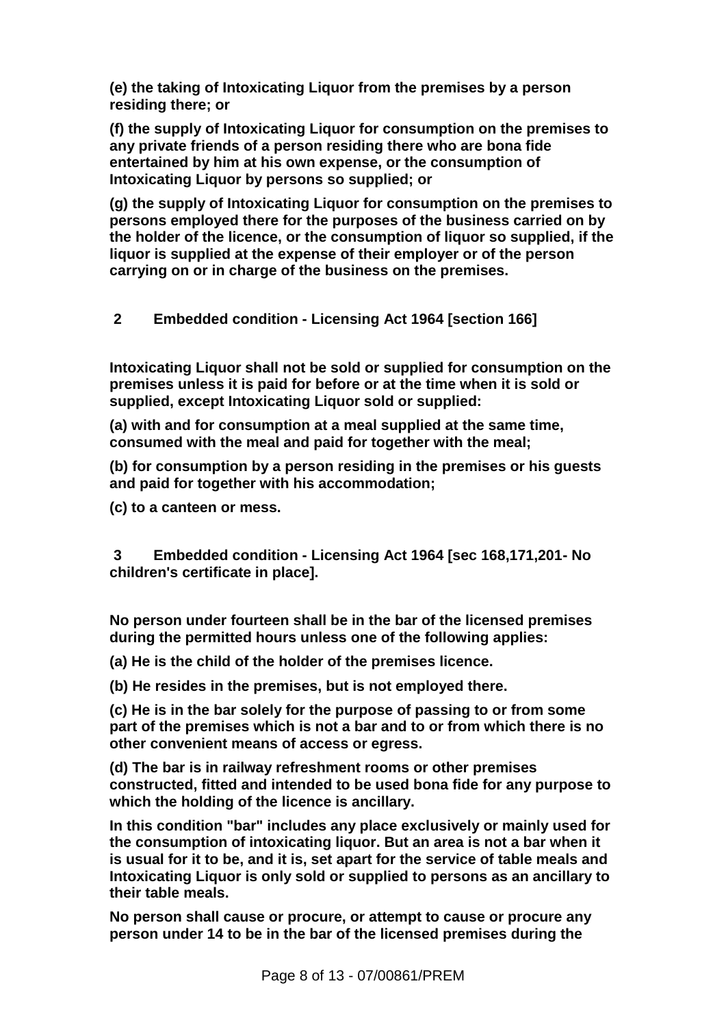**(e) the taking of Intoxicating Liquor from the premises by a person residing there; or**

**(f) the supply of Intoxicating Liquor for consumption on the premises to any private friends of a person residing there who are bona fide entertained by him at his own expense, or the consumption of Intoxicating Liquor by persons so supplied; or**

**(g) the supply of Intoxicating Liquor for consumption on the premises to persons employed there for the purposes of the business carried on by the holder of the licence, or the consumption of liquor so supplied, if the liquor is supplied at the expense of their employer or of the person carrying on or in charge of the business on the premises.**

**2 Embedded condition - Licensing Act 1964 [section 166]**

**Intoxicating Liquor shall not be sold or supplied for consumption on the premises unless it is paid for before or at the time when it is sold or supplied, except Intoxicating Liquor sold or supplied:**

**(a) with and for consumption at a meal supplied at the same time, consumed with the meal and paid for together with the meal;**

**(b) for consumption by a person residing in the premises or his guests and paid for together with his accommodation;**

**(c) to a canteen or mess.**

**3 Embedded condition - Licensing Act 1964 [sec 168,171,201- No children's certificate in place].**

**No person under fourteen shall be in the bar of the licensed premises during the permitted hours unless one of the following applies:**

**(a) He is the child of the holder of the premises licence.**

**(b) He resides in the premises, but is not employed there.**

**(c) He is in the bar solely for the purpose of passing to or from some part of the premises which is not a bar and to or from which there is no other convenient means of access or egress.**

**(d) The bar is in railway refreshment rooms or other premises constructed, fitted and intended to be used bona fide for any purpose to which the holding of the licence is ancillary.**

**In this condition "bar" includes any place exclusively or mainly used for the consumption of intoxicating liquor. But an area is not a bar when it is usual for it to be, and it is, set apart for the service of table meals and Intoxicating Liquor is only sold or supplied to persons as an ancillary to their table meals.**

**No person shall cause or procure, or attempt to cause or procure any person under 14 to be in the bar of the licensed premises during the**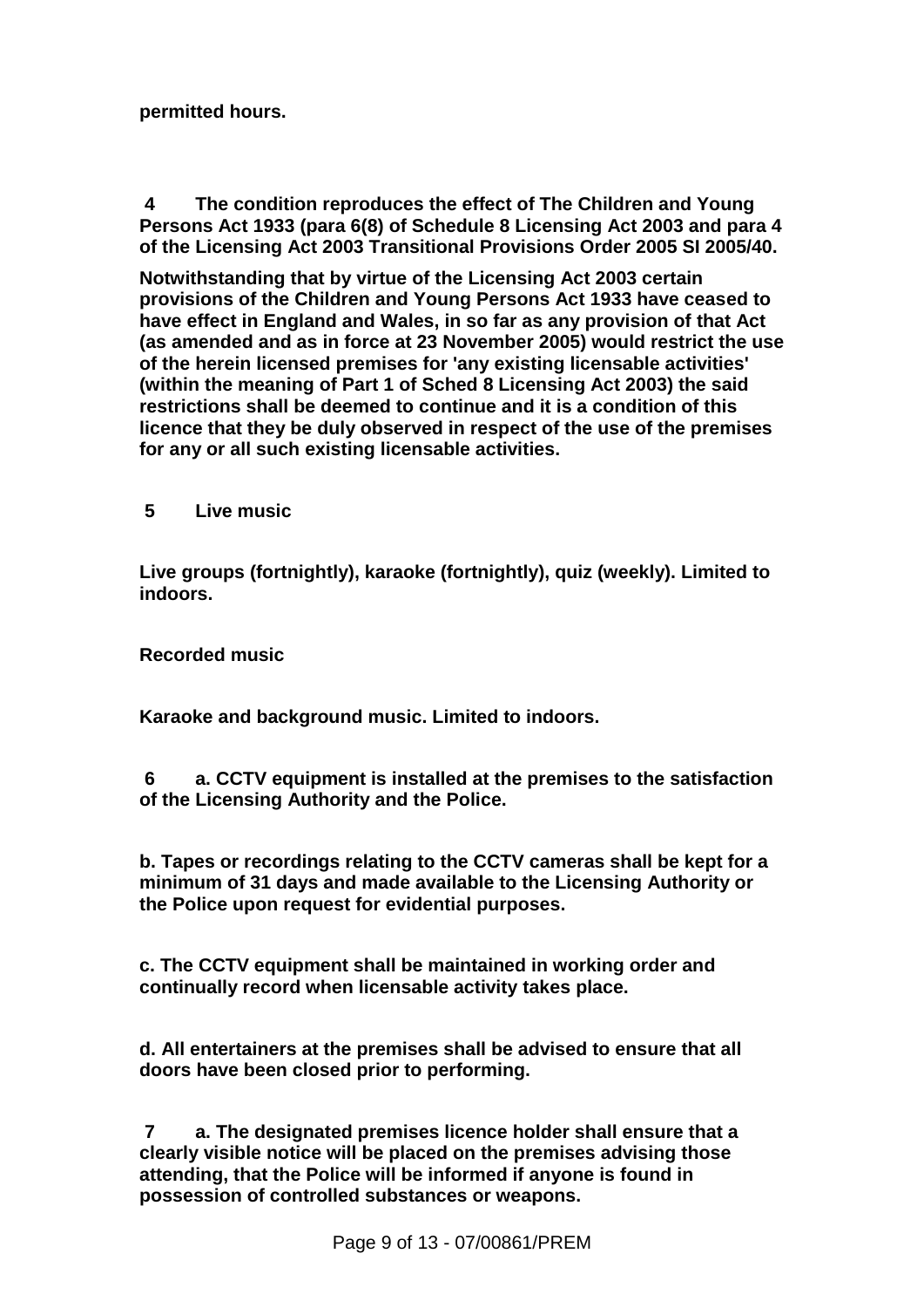**permitted hours.**

**4 The condition reproduces the effect of The Children and Young Persons Act 1933 (para 6(8) of Schedule 8 Licensing Act 2003 and para 4 of the Licensing Act 2003 Transitional Provisions Order 2005 SI 2005/40.**

**Notwithstanding that by virtue of the Licensing Act 2003 certain provisions of the Children and Young Persons Act 1933 have ceased to have effect in England and Wales, in so far as any provision of that Act (as amended and as in force at 23 November 2005) would restrict the use of the herein licensed premises for 'any existing licensable activities' (within the meaning of Part 1 of Sched 8 Licensing Act 2003) the said restrictions shall be deemed to continue and it is a condition of this licence that they be duly observed in respect of the use of the premises for any or all such existing licensable activities.**

**5 Live music**

**Live groups (fortnightly), karaoke (fortnightly), quiz (weekly). Limited to indoors.**

**Recorded music**

**Karaoke and background music. Limited to indoors.**

**6 a. CCTV equipment is installed at the premises to the satisfaction of the Licensing Authority and the Police.**

**b. Tapes or recordings relating to the CCTV cameras shall be kept for a minimum of 31 days and made available to the Licensing Authority or the Police upon request for evidential purposes.**

**c. The CCTV equipment shall be maintained in working order and continually record when licensable activity takes place.**

**d. All entertainers at the premises shall be advised to ensure that all doors have been closed prior to performing.**

**7 a. The designated premises licence holder shall ensure that a clearly visible notice will be placed on the premises advising those attending, that the Police will be informed if anyone is found in possession of controlled substances or weapons.**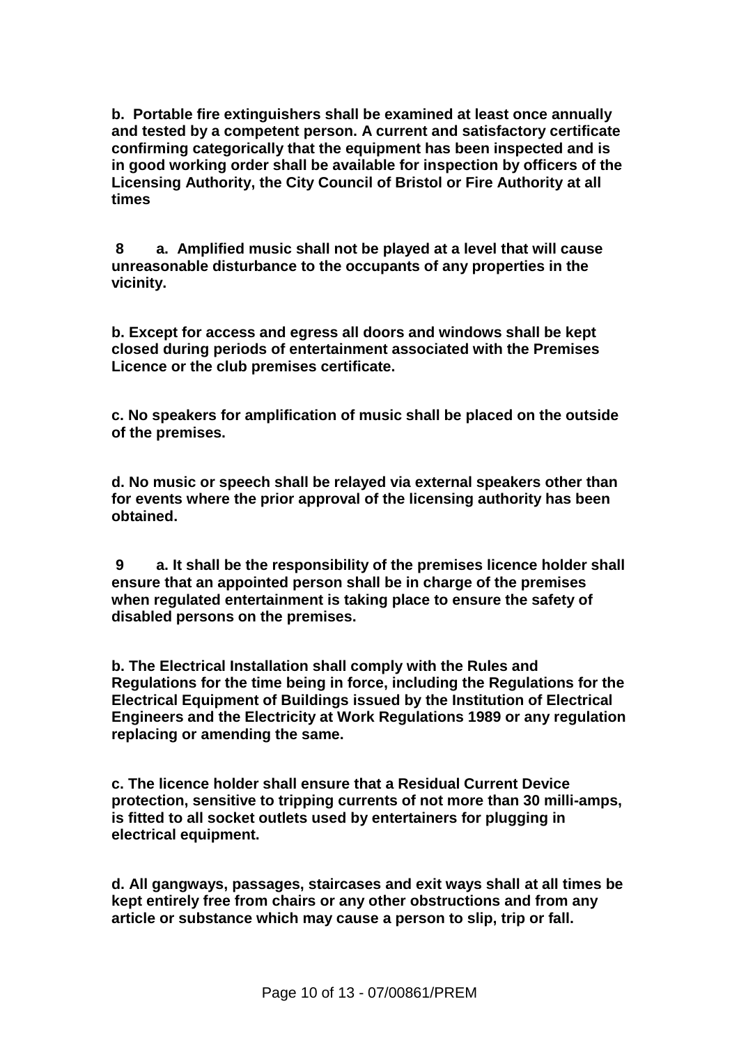**b. Portable fire extinguishers shall be examined at least once annually and tested by a competent person. A current and satisfactory certificate confirming categorically that the equipment has been inspected and is in good working order shall be available for inspection by officers of the Licensing Authority, the City Council of Bristol or Fire Authority at all times**

**8 a. Amplified music shall not be played at a level that will cause unreasonable disturbance to the occupants of any properties in the vicinity.**

**b. Except for access and egress all doors and windows shall be kept closed during periods of entertainment associated with the Premises Licence or the club premises certificate.**

**c. No speakers for amplification of music shall be placed on the outside of the premises.**

**d. No music or speech shall be relayed via external speakers other than for events where the prior approval of the licensing authority has been obtained.**

**9 a. It shall be the responsibility of the premises licence holder shall ensure that an appointed person shall be in charge of the premises when regulated entertainment is taking place to ensure the safety of disabled persons on the premises.**

**b. The Electrical Installation shall comply with the Rules and Regulations for the time being in force, including the Regulations for the Electrical Equipment of Buildings issued by the Institution of Electrical Engineers and the Electricity at Work Regulations 1989 or any regulation replacing or amending the same.**

**c. The licence holder shall ensure that a Residual Current Device protection, sensitive to tripping currents of not more than 30 milli-amps, is fitted to all socket outlets used by entertainers for plugging in electrical equipment.**

**d. All gangways, passages, staircases and exit ways shall at all times be kept entirely free from chairs or any other obstructions and from any article or substance which may cause a person to slip, trip or fall.**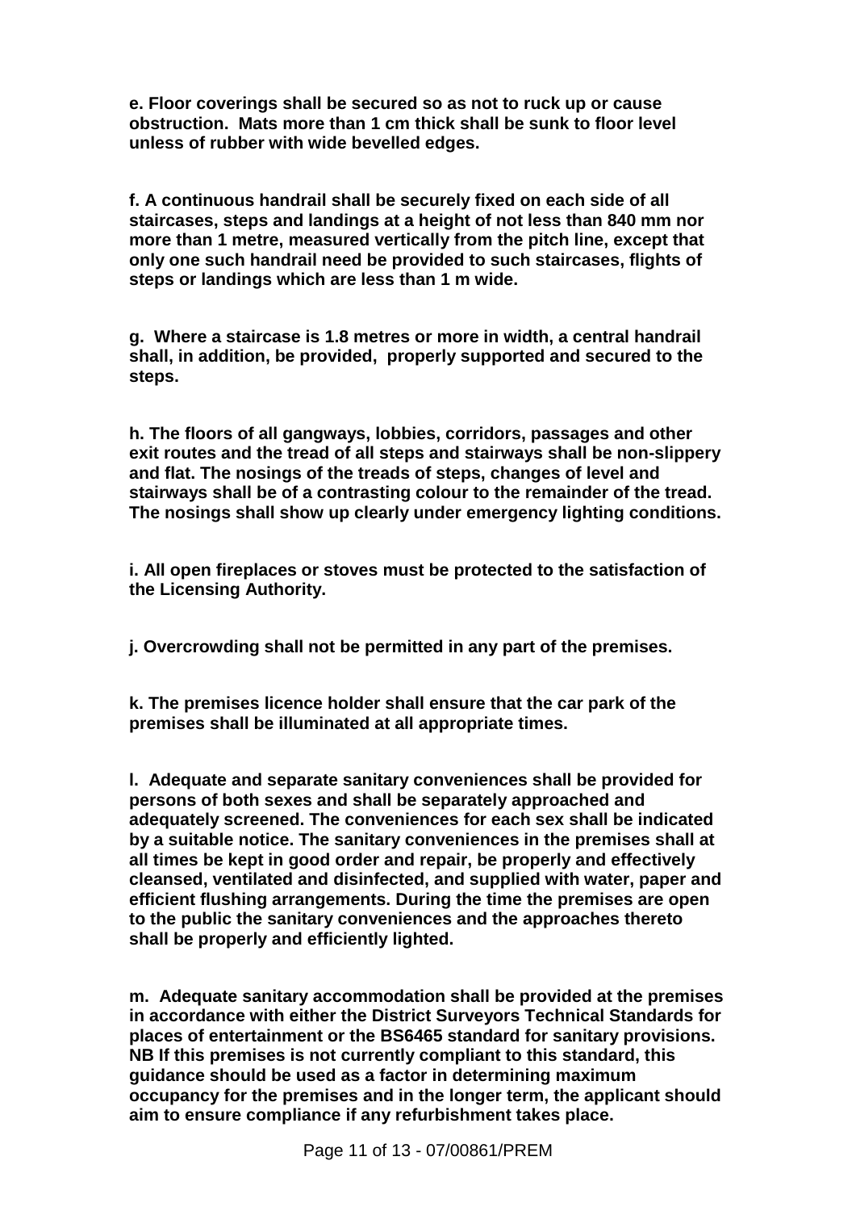**e. Floor coverings shall be secured so as not to ruck up or cause obstruction. Mats more than 1 cm thick shall be sunk to floor level unless of rubber with wide bevelled edges.**

**f. A continuous handrail shall be securely fixed on each side of all staircases, steps and landings at a height of not less than 840 mm nor more than 1 metre, measured vertically from the pitch line, except that only one such handrail need be provided to such staircases, flights of steps or landings which are less than 1 m wide.**

**g. Where a staircase is 1.8 metres or more in width, a central handrail shall, in addition, be provided, properly supported and secured to the steps.**

**h. The floors of all gangways, lobbies, corridors, passages and other exit routes and the tread of all steps and stairways shall be non-slippery and flat. The nosings of the treads of steps, changes of level and stairways shall be of a contrasting colour to the remainder of the tread. The nosings shall show up clearly under emergency lighting conditions.**

**i. All open fireplaces or stoves must be protected to the satisfaction of the Licensing Authority.**

**j. Overcrowding shall not be permitted in any part of the premises.**

**k. The premises licence holder shall ensure that the car park of the premises shall be illuminated at all appropriate times.**

**l. Adequate and separate sanitary conveniences shall be provided for persons of both sexes and shall be separately approached and adequately screened. The conveniences for each sex shall be indicated by a suitable notice. The sanitary conveniences in the premises shall at all times be kept in good order and repair, be properly and effectively cleansed, ventilated and disinfected, and supplied with water, paper and efficient flushing arrangements. During the time the premises are open to the public the sanitary conveniences and the approaches thereto shall be properly and efficiently lighted.**

**m. Adequate sanitary accommodation shall be provided at the premises in accordance with either the District Surveyors Technical Standards for places of entertainment or the BS6465 standard for sanitary provisions. NB If this premises is not currently compliant to this standard, this guidance should be used as a factor in determining maximum occupancy for the premises and in the longer term, the applicant should aim to ensure compliance if any refurbishment takes place.**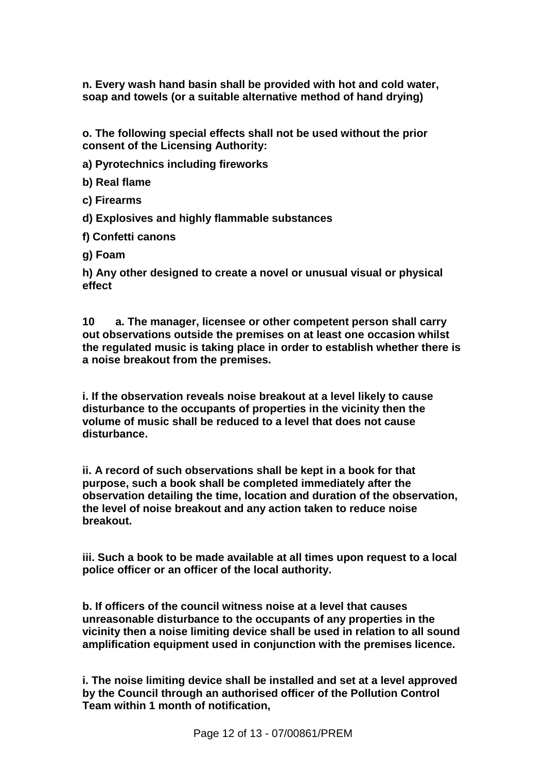**n. Every wash hand basin shall be provided with hot and cold water, soap and towels (or a suitable alternative method of hand drying)**

**o. The following special effects shall not be used without the prior consent of the Licensing Authority:**

**a) Pyrotechnics including fireworks**

**b) Real flame**

**c) Firearms**

**d) Explosives and highly flammable substances**

**f) Confetti canons**

**g) Foam**

**h) Any other designed to create a novel or unusual visual or physical effect**

**10 a. The manager, licensee or other competent person shall carry out observations outside the premises on at least one occasion whilst the regulated music is taking place in order to establish whether there is a noise breakout from the premises.**

**i. If the observation reveals noise breakout at a level likely to cause disturbance to the occupants of properties in the vicinity then the volume of music shall be reduced to a level that does not cause disturbance.**

**ii. A record of such observations shall be kept in a book for that purpose, such a book shall be completed immediately after the observation detailing the time, location and duration of the observation, the level of noise breakout and any action taken to reduce noise breakout.**

**iii. Such a book to be made available at all times upon request to a local police officer or an officer of the local authority.**

**b. If officers of the council witness noise at a level that causes unreasonable disturbance to the occupants of any properties in the vicinity then a noise limiting device shall be used in relation to all sound amplification equipment used in conjunction with the premises licence.**

**i. The noise limiting device shall be installed and set at a level approved by the Council through an authorised officer of the Pollution Control Team within 1 month of notification,**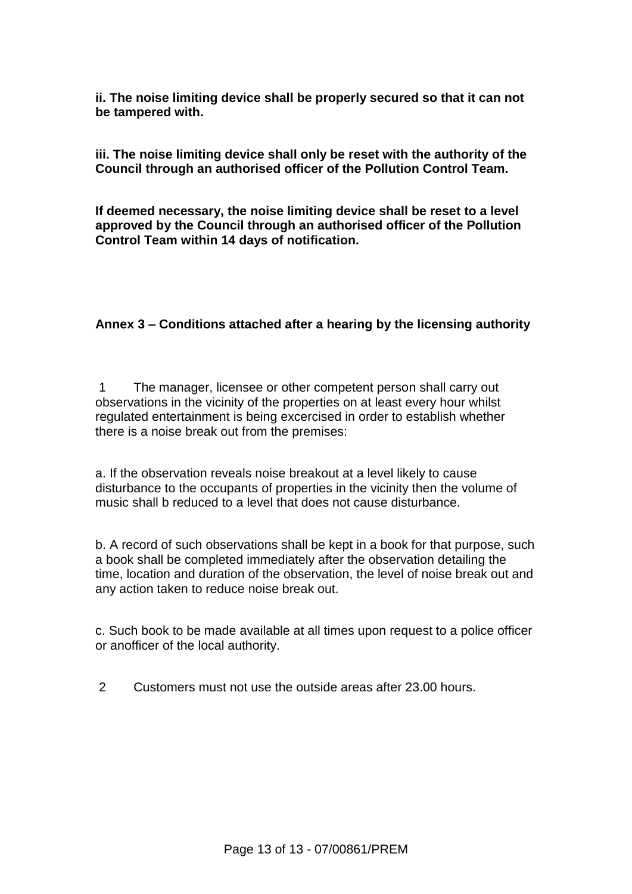**ii. The noise limiting device shall be properly secured so that it can not be tampered with.**

**iii. The noise limiting device shall only be reset with the authority of the Council through an authorised officer of the Pollution Control Team.**

**If deemed necessary, the noise limiting device shall be reset to a level approved by the Council through an authorised officer of the Pollution Control Team within 14 days of notification.**

**Annex 3 – Conditions attached after a hearing by the licensing authority**

1 The manager, licensee or other competent person shall carry out observations in the vicinity of the properties on at least every hour whilst regulated entertainment is being excercised in order to establish whether there is a noise break out from the premises:

a. If the observation reveals noise breakout at a level likely to cause disturbance to the occupants of properties in the vicinity then the volume of music shall b reduced to a level that does not cause disturbance.

b. A record of such observations shall be kept in a book for that purpose, such a book shall be completed immediately after the observation detailing the time, location and duration of the observation, the level of noise break out and any action taken to reduce noise break out.

c. Such book to be made available at all times upon request to a police officer or anofficer of the local authority.

2 Customers must not use the outside areas after 23.00 hours.